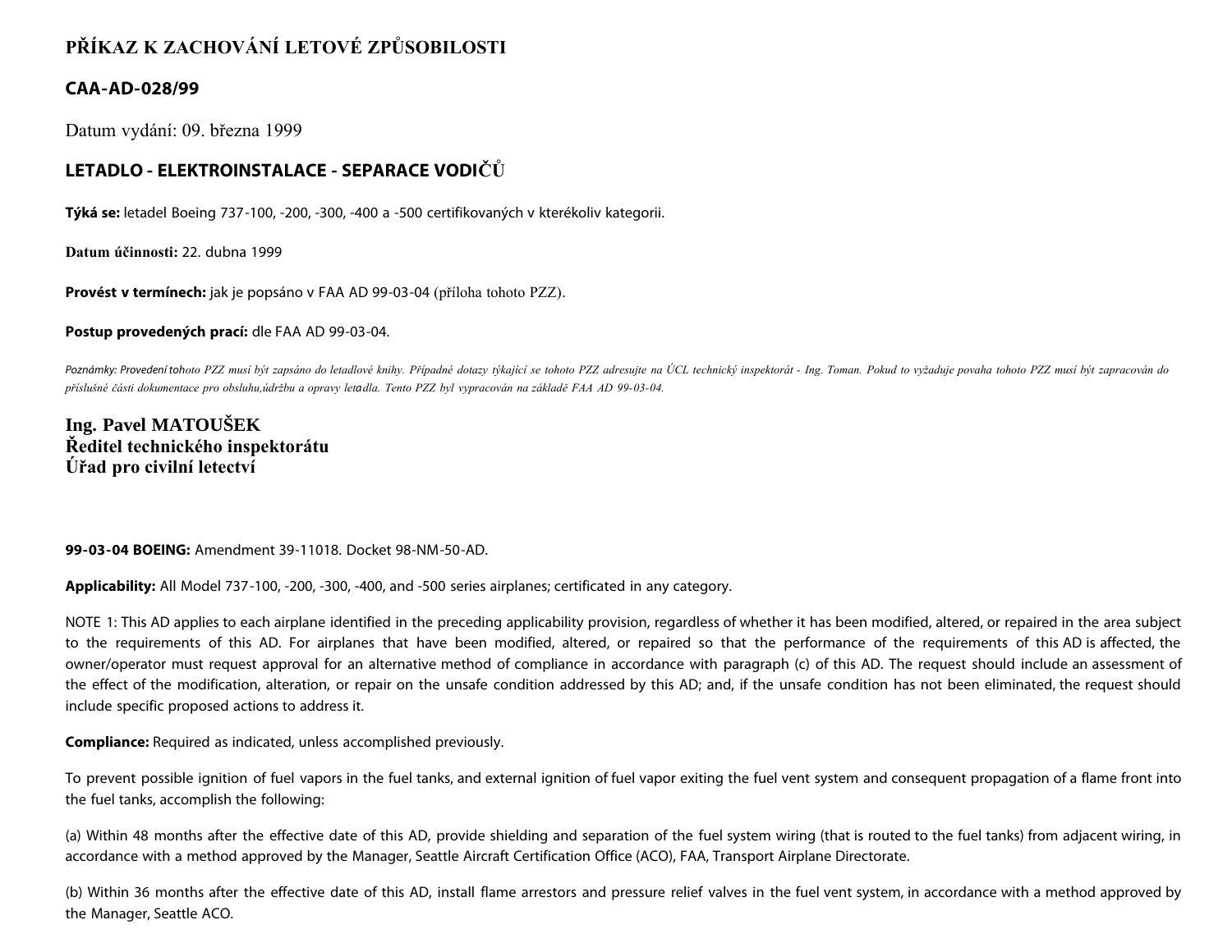# PŘÍKAZ K ZACHOVÁNÍ LETOVÉ ZPŮSOBILOSTI

## CAA-AD-028/99

Datum vydání: 09. března 1999

## LETADLO - ELEKTROINSTALACE - SEPARACE VODIČŮ

**Týká se:** letadel Boeing 737-100, -200, -300, -400 a -500 certifikovaných v kterékoliv kategorii.

**Datum účinnosti:** 22. dubna 1999

**Provést v termínech:** jak je popsáno v FAA AD 99-03-04 (příloha tohoto PZZ).

**Postup provedených prací:** dle FAA AD 99-03-04.

*Poznámky: Provedení tohoto PZZ musí být zapsáno do letadlové knihy. Případné dotazy týkající se tohoto PZZ adresujte na ÚCL technický inspektorát - Ing. Toman. Pokud to vyžaduje povaha tohoto PZZ musí být zapracován do příslušné části dokumentace pro obsluhu,údržbu a opravy letadla. Tento PZZ byl vypracován na základě FAA AD 99-03-04.*

**Ing. Pavel MATOUŠEK**
**Ředitel technického inspektorátu**
**Úřad pro civilní letectví**

**99-03-04 BOEING:** Amendment 39-11018. Docket 98-NM-50-AD.

**Applicability:** All Model 737-100, -200, -300, -400, and -500 series airplanes; certificated in any category.

NOTE 1: This AD applies to each airplane identified in the preceding applicability provision, regardless of whether it has been modified, altered, or repaired in the area subject to the requirements of this AD. For airplanes that have been modified, altered, or repaired so that the performance of the requirements of this AD is affected, the owner/operator must request approval for an alternative method of compliance in accordance with paragraph (c) of this AD. The request should include an assessment of the effect of the modification, alteration, or repair on the unsafe condition addressed by this AD; and, if the unsafe condition has not been eliminated, the request should include specific proposed actions to address it.

**Compliance:** Required as indicated, unless accomplished previously.

To prevent possible ignition of fuel vapors in the fuel tanks, and external ignition of fuel vapor exiting the fuel vent system and consequent propagation of a flame front into the fuel tanks, accomplish the following:

(a) Within 48 months after the effective date of this AD, provide shielding and separation of the fuel system wiring (that is routed to the fuel tanks) from adjacent wiring, in accordance with a method approved by the Manager, Seattle Aircraft Certification Office (ACO), FAA, Transport Airplane Directorate.

(b) Within 36 months after the effective date of this AD, install flame arrestors and pressure relief valves in the fuel vent system, in accordance with a method approved by the Manager, Seattle ACO.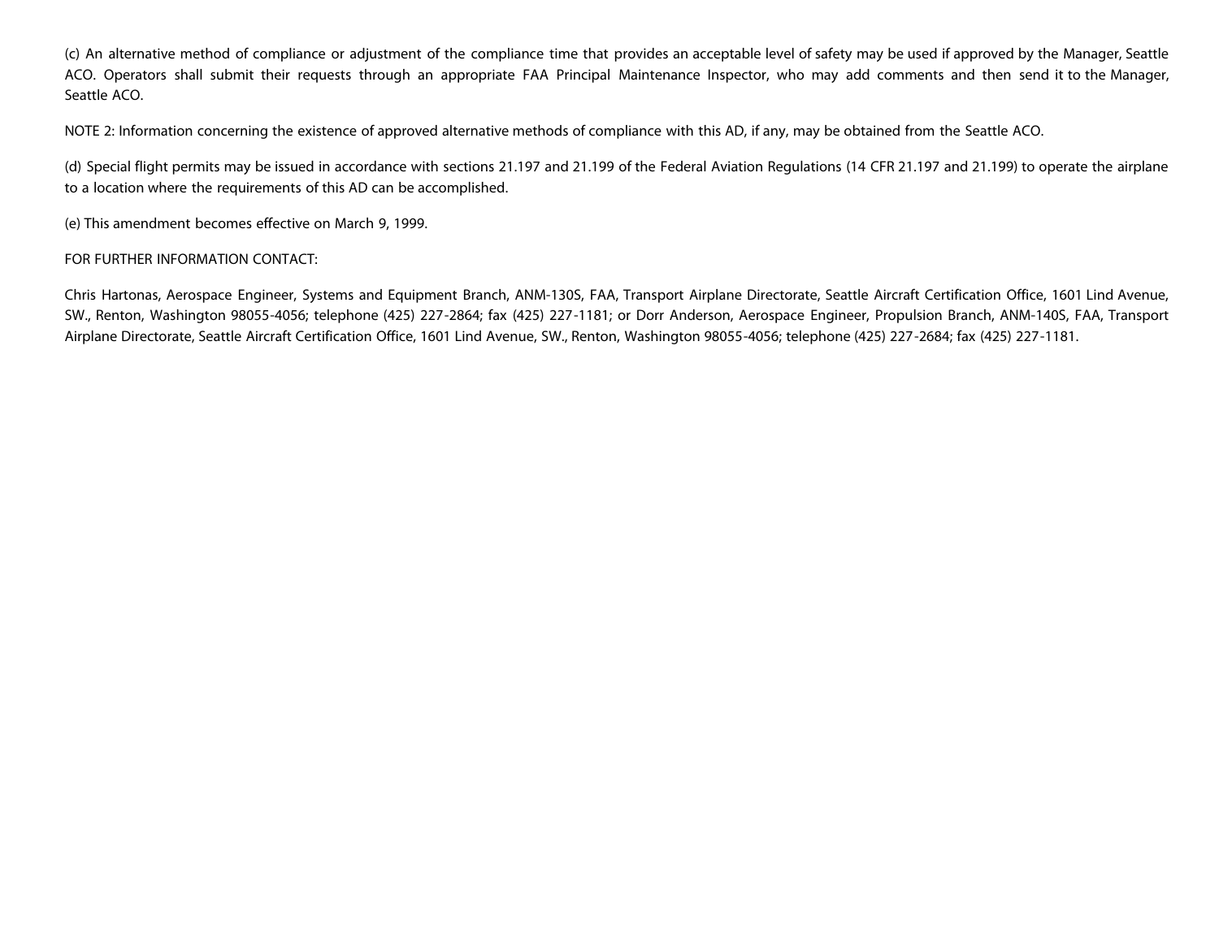(c) An alternative method of compliance or adjustment of the compliance time that provides an acceptable level of safety may be used if approved by the Manager, Seattle ACO. Operators shall submit their requests through an appropriate FAA Principal Maintenance Inspector, who may add comments and then send it to the Manager, Seattle ACO.

NOTE 2: Information concerning the existence of approved alternative methods of compliance with this AD, if any, may be obtained from the Seattle ACO.

(d) Special flight permits may be issued in accordance with sections 21.197 and 21.199 of the Federal Aviation Regulations (14 CFR 21.197 and 21.199) to operate the airplane to a location where the requirements of this AD can be accomplished.

(e) This amendment becomes effective on March 9, 1999.

FOR FURTHER INFORMATION CONTACT:

Chris Hartonas, Aerospace Engineer, Systems and Equipment Branch, ANM-130S, FAA, Transport Airplane Directorate, Seattle Aircraft Certification Office, 1601 Lind Avenue, SW., Renton, Washington 98055-4056; telephone (425) 227-2864; fax (425) 227-1181; or Dorr Anderson, Aerospace Engineer, Propulsion Branch, ANM-140S, FAA, Transport Airplane Directorate, Seattle Aircraft Certification Office, 1601 Lind Avenue, SW., Renton, Washington 98055-4056; telephone (425) 227-2684; fax (425) 227-1181.